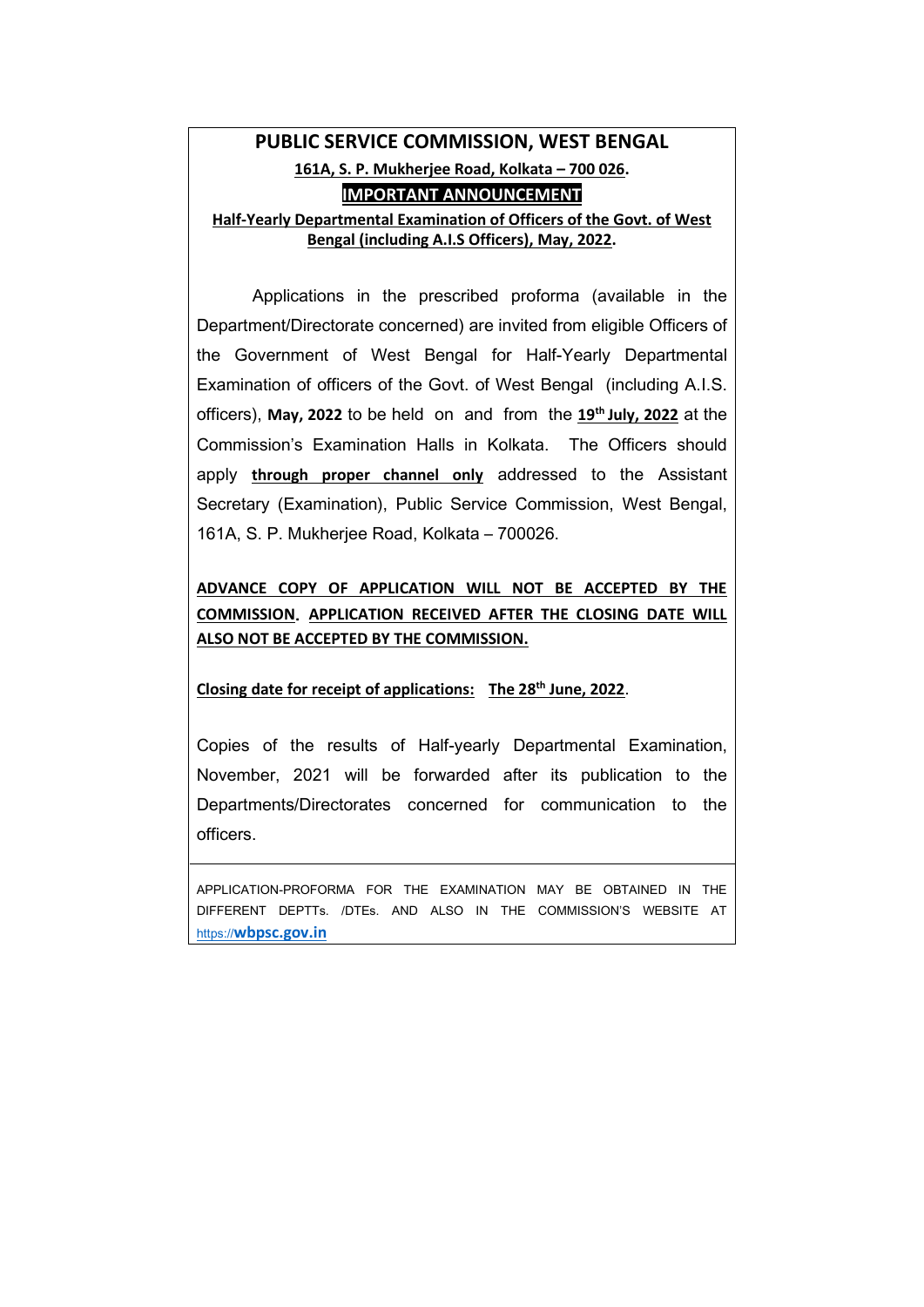# PUBLIC SERVICE COMMISSION, WEST BENGAL

**161A, S. P. Mukherjee Road, Kolkata – 700 026.**

## IMPORTANT ANNOUNCEMENT

**Half-Yearly Departmental Examination of Officers of the Govt. of West Bengal (including A.I.S Officers), May, 2022.**

Applications in the prescribed proforma (available in the Department/Directorate concerned) are invited from eligible Officers of the Government of West Bengal for Half-Yearly Departmental Examination of officers of the Govt. of West Bengal (including A.I.S. officers), **May, 2022** to be held on and from the **19th July, 2022** at the Commission's Examination Halls in Kolkata. The Officers should apply **through proper channel only** addressed to the Assistant Secretary (Examination), Public Service Commission, West Bengal, 161A, S. P. Mukherjee Road, Kolkata – 700026.

**ADVANCE COPY OF APPLICATION WILL NOT BE ACCEPTED BY THE COMMISSION. APPLICATION RECEIVED AFTER THE CLOSING DATE WILL ALSO NOT BE ACCEPTED BY THE COMMISSION.**

**Closing date for receipt of applications: The 28th June, 2022**.

Copies of the results of Half-yearly Departmental Examination, November, 2021 will be forwarded after its publication to the Departments/Directorates concerned for communication to the officers.

APPLICATION-PROFORMA FOR THE EXAMINATION MAY BE OBTAINED IN THE DIFFERENT DEPTTs. /DTEs. AND ALSO IN THE COMMISSION'S WEBSITE AT https://**wbpsc.gov.in**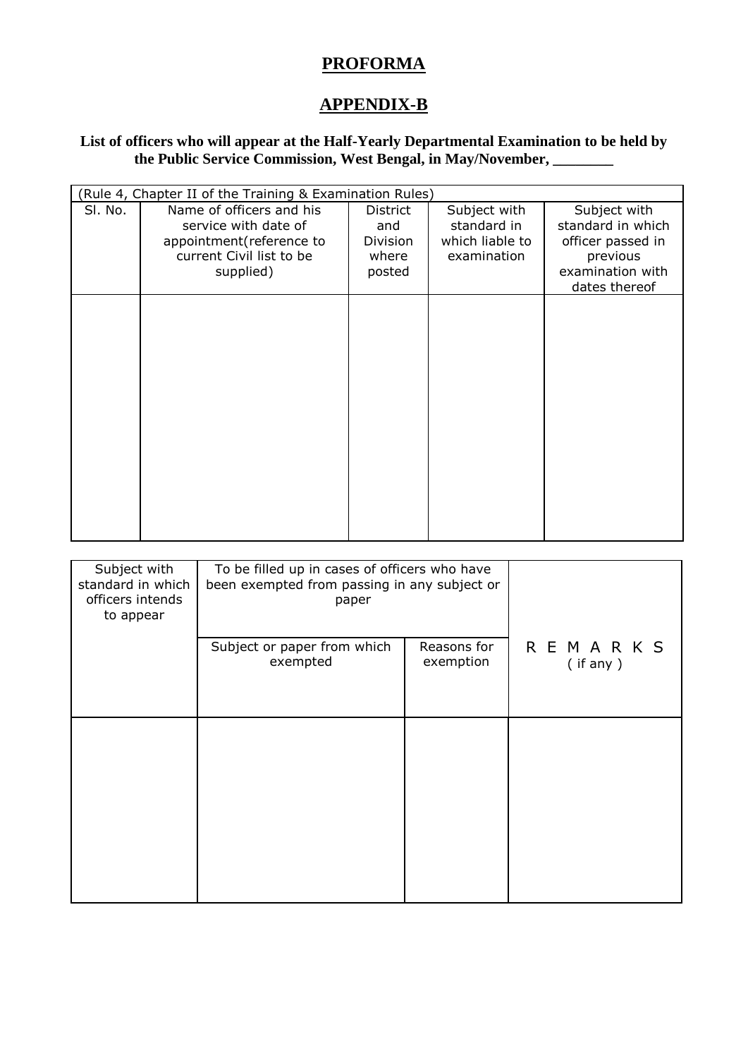# PROFORMA

## APPENDIX-B

**List of officers who will appear at the Half-Yearly Departmental Examination to be held by the Public Service Commission, West Bengal, in May/November, \_\_\_\_\_\_\_\_**

(Rule 4, Chapter II of the Training & Examination Rules)

| Sl. No. | Name of officers and his service with date of appointment(reference to current Civil list to be supplied) | District and Division where posted | Subject with standard in which liable to examination | Subject with standard in which officer passed in previous examination with dates thereof |
|---|---|---|---|---|
| | | | | |

| Subject with standard in which officers intends to appear | To be filled up in cases of officers who have been exempted from passing in any subject or paper | | REMARKS (if any) |
|---|---|---|---|
| | Subject or paper from which exempted | Reasons for exemption | |
| | | | |